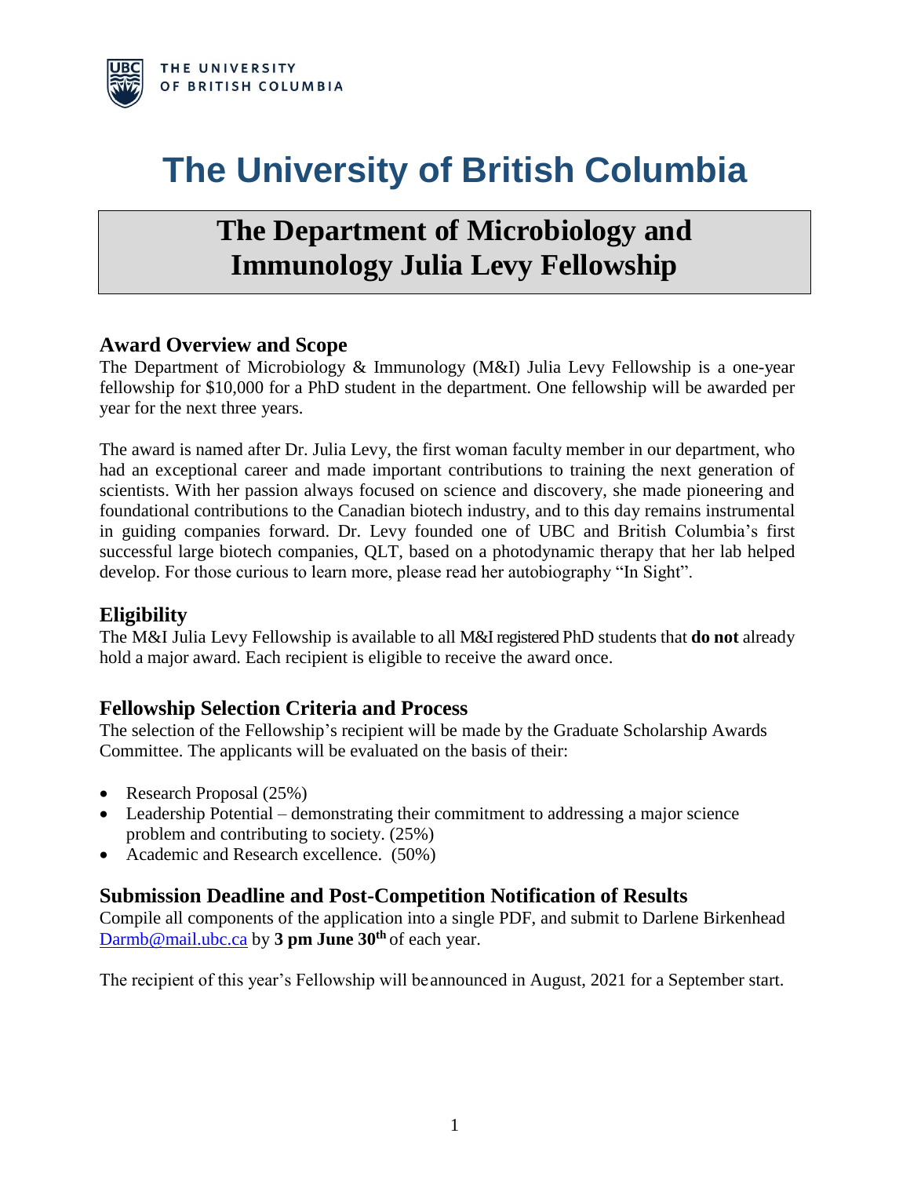THE UNIVERSITY OF BRITISH COLUMBIA

# The University of British Columbia

## The Department of Microbiology and Immunology Julia Levy Fellowship

### Award Overview and Scope

The Department of Microbiology & Immunology (M&I) Julia Levy Fellowship is a one-year fellowship for $10,000 for a PhD student in the department. One fellowship will be awarded per year for the next three years.

The award is named after Dr. Julia Levy, the first woman faculty member in our department, who had an exceptional career and made important contributions to training the next generation of scientists. With her passion always focused on science and discovery, she made pioneering and foundational contributions to the Canadian biotech industry, and to this day remains instrumental in guiding companies forward. Dr. Levy founded one of UBC and British Columbia's first successful large biotech companies, QLT, based on a photodynamic therapy that her lab helped develop. For those curious to learn more, please read her autobiography "In Sight".

### Eligibility

The M&I Julia Levy Fellowship is available to all M&I registered PhD students that **do not** already hold a major award. Each recipient is eligible to receive the award once.

### Fellowship Selection Criteria and Process

The selection of the Fellowship's recipient will be made by the Graduate Scholarship Awards Committee. The applicants will be evaluated on the basis of their:

- Research Proposal (25%)
- Leadership Potential – demonstrating their commitment to addressing a major science problem and contributing to society. (25%)
- Academic and Research excellence. (50%)

### Submission Deadline and Post-Competition Notification of Results

Compile all components of the application into a single PDF, and submit to Darlene Birkenhead Darmb@mail.ubc.ca by **3 pm June 30th** of each year.

The recipient of this year's Fellowship will be announced in August, 2021 for a September start.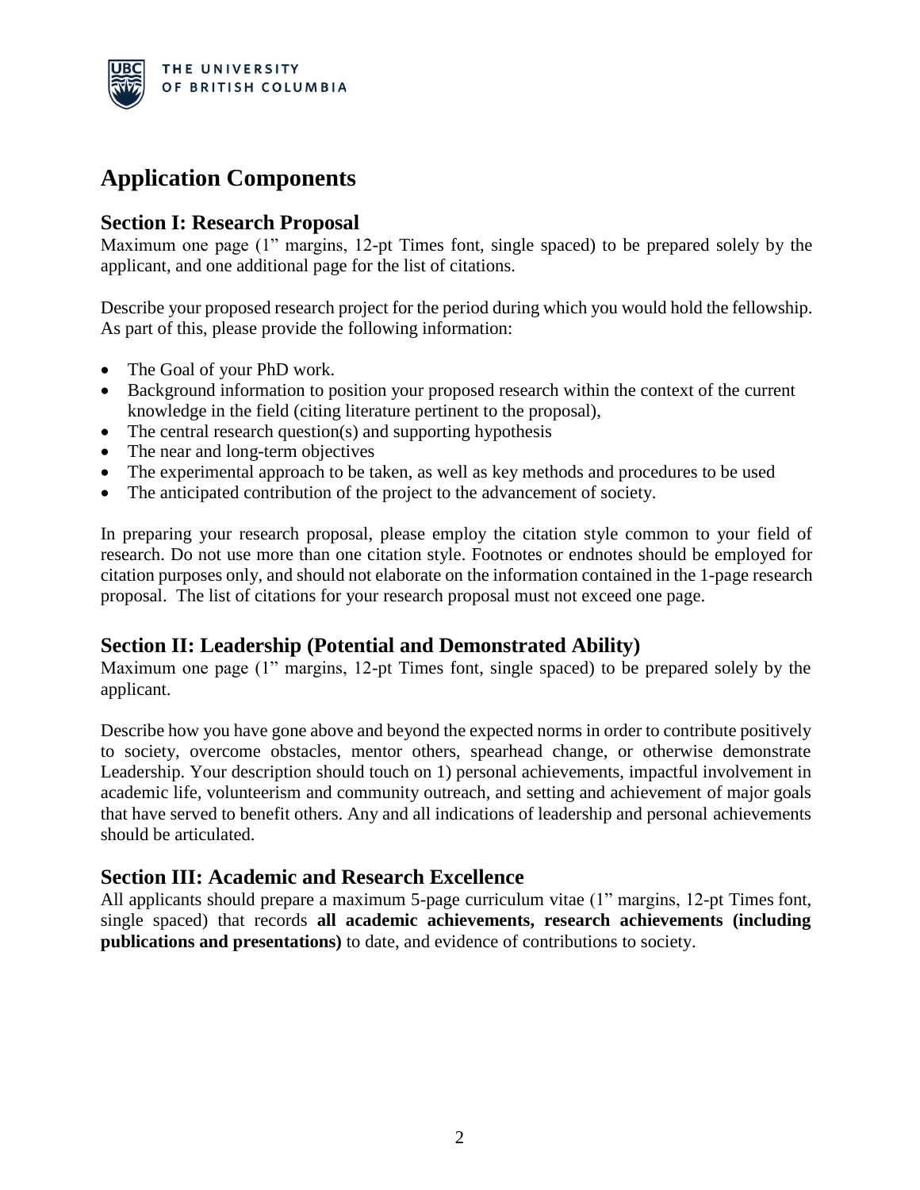# Application Components

## Section I: Research Proposal

Maximum one page (1" margins, 12-pt Times font, single spaced) to be prepared solely by the applicant, and one additional page for the list of citations.

Describe your proposed research project for the period during which you would hold the fellowship. As part of this, please provide the following information:

- The Goal of your PhD work.
- Background information to position your proposed research within the context of the current knowledge in the field (citing literature pertinent to the proposal),
- The central research question(s) and supporting hypothesis
- The near and long-term objectives
- The experimental approach to be taken, as well as key methods and procedures to be used
- The anticipated contribution of the project to the advancement of society.

In preparing your research proposal, please employ the citation style common to your field of research. Do not use more than one citation style. Footnotes or endnotes should be employed for citation purposes only, and should not elaborate on the information contained in the 1-page research proposal. The list of citations for your research proposal must not exceed one page.

## Section II: Leadership (Potential and Demonstrated Ability)

Maximum one page (1" margins, 12-pt Times font, single spaced) to be prepared solely by the applicant.

Describe how you have gone above and beyond the expected norms in order to contribute positively to society, overcome obstacles, mentor others, spearhead change, or otherwise demonstrate Leadership. Your description should touch on 1) personal achievements, impactful involvement in academic life, volunteerism and community outreach, and setting and achievement of major goals that have served to benefit others. Any and all indications of leadership and personal achievements should be articulated.

## Section III: Academic and Research Excellence

All applicants should prepare a maximum 5-page curriculum vitae (1" margins, 12-pt Times font, single spaced) that records **all academic achievements, research achievements (including publications and presentations)** to date, and evidence of contributions to society.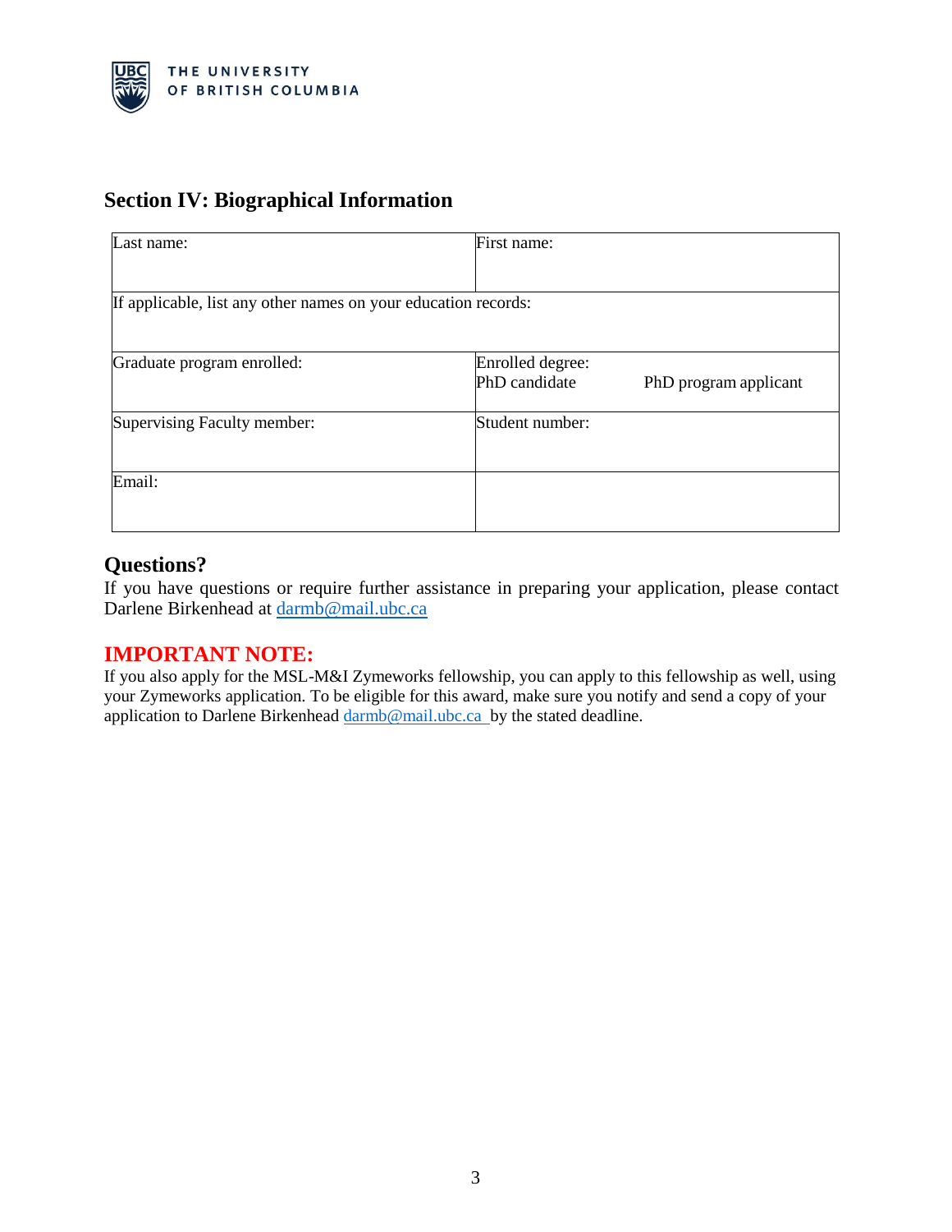THE UNIVERSITY OF BRITISH COLUMBIA

## Section IV: Biographical Information

| | | |
|---|---|---|
| Last name: | First name: | |
| If applicable, list any other names on your education records: | | |
| Graduate program enrolled: | Enrolled degree:<br>PhD candidate | PhD program applicant |
| Supervising Faculty member: | Student number: | |
| Email: | | |

## Questions?

If you have questions or require further assistance in preparing your application, please contact Darlene Birkenhead at darmb@mail.ubc.ca

## IMPORTANT NOTE:

If you also apply for the MSL-M&I Zymeworks fellowship, you can apply to this fellowship as well, using your Zymeworks application. To be eligible for this award, make sure you notify and send a copy of your application to Darlene Birkenhead darmb@mail.ubc.ca by the stated deadline.